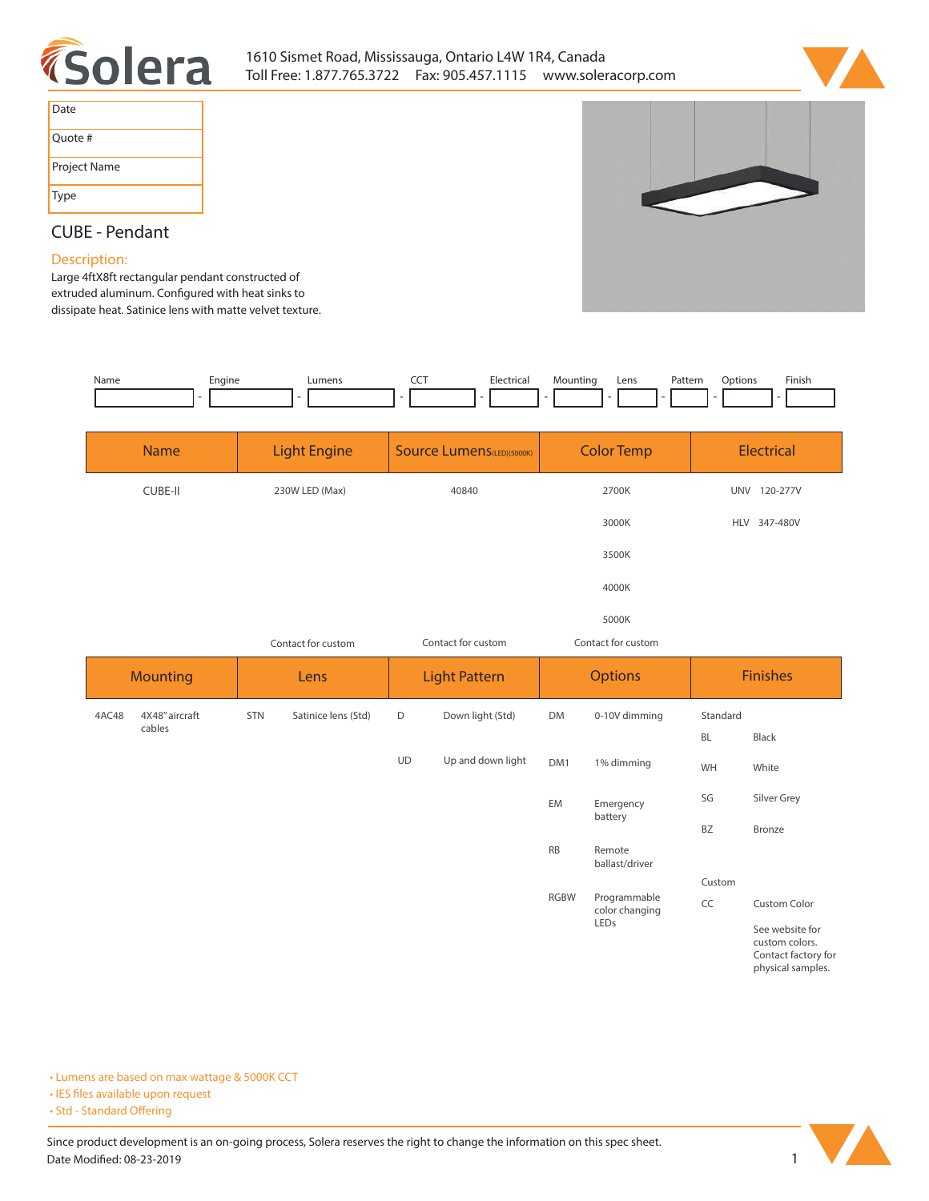# Solera

1610 Sismet Road, Mississauga, Ontario L4W 1R4, Canada
Toll Free: 1.877.765.3722  Fax: 905.457.1115  www.soleracorp.com

| Date |
|---|
| Quote # |
| Project Name |
| Type |

## CUBE - Pendant

### Description:

Large 4ftX8ft rectangular pendant constructed of extruded aluminum. Configured with heat sinks to dissipate heat. Satinice lens with matte velvet texture.

| Name | Engine | Lumens | CCT | Electrical | Mounting | Lens | Pattern | Options | Finish |
|---|---|---|---|---|---|---|---|---|---|
| | | | | | | | | | |

| Name | Light Engine | Source Lumens (LED)(5000K) | Color Temp | Electrical |
|---|---|---|---|---|
| CUBE-II | 230W LED (Max) | 40840 | 2700K | UNV 120-277V |
| | | | 3000K | HLV 347-480V |
| | | | 3500K | |
| | | | 4000K | |
| | | | 5000K | |
| | Contact for custom | Contact for custom | Contact for custom | |

| Mounting | | Lens | | Light Pattern | | Options | | Finishes | |
|---|---|---|---|---|---|---|---|---|---|
| 4AC48 | 4X48" aircraft cables | STN | Satinice lens (Std) | D | Down light (Std) | DM | 0-10V dimming | Standard | |
| | | | | | | | | BL | Black |
| | | | | UD | Up and down light | DM1 | 1% dimming | WH | White |
| | | | | | | EM | Emergency battery | SG | Silver Grey |
| | | | | | | | | BZ | Bronze |
| | | | | | | RB | Remote ballast/driver | | |
| | | | | | | | | Custom | |
| | | | | | | RGBW | Programmable color changing LEDs | CC | Custom Color |
| | | | | | | | | | See website for custom colors. Contact factory for physical samples. |

- Lumens are based on max wattage & 5000K CCT
- IES files available upon request
- Std - Standard Offering

Since product development is an on-going process, Solera reserves the right to change the information on this spec sheet.
Date Modified: 08-23-2019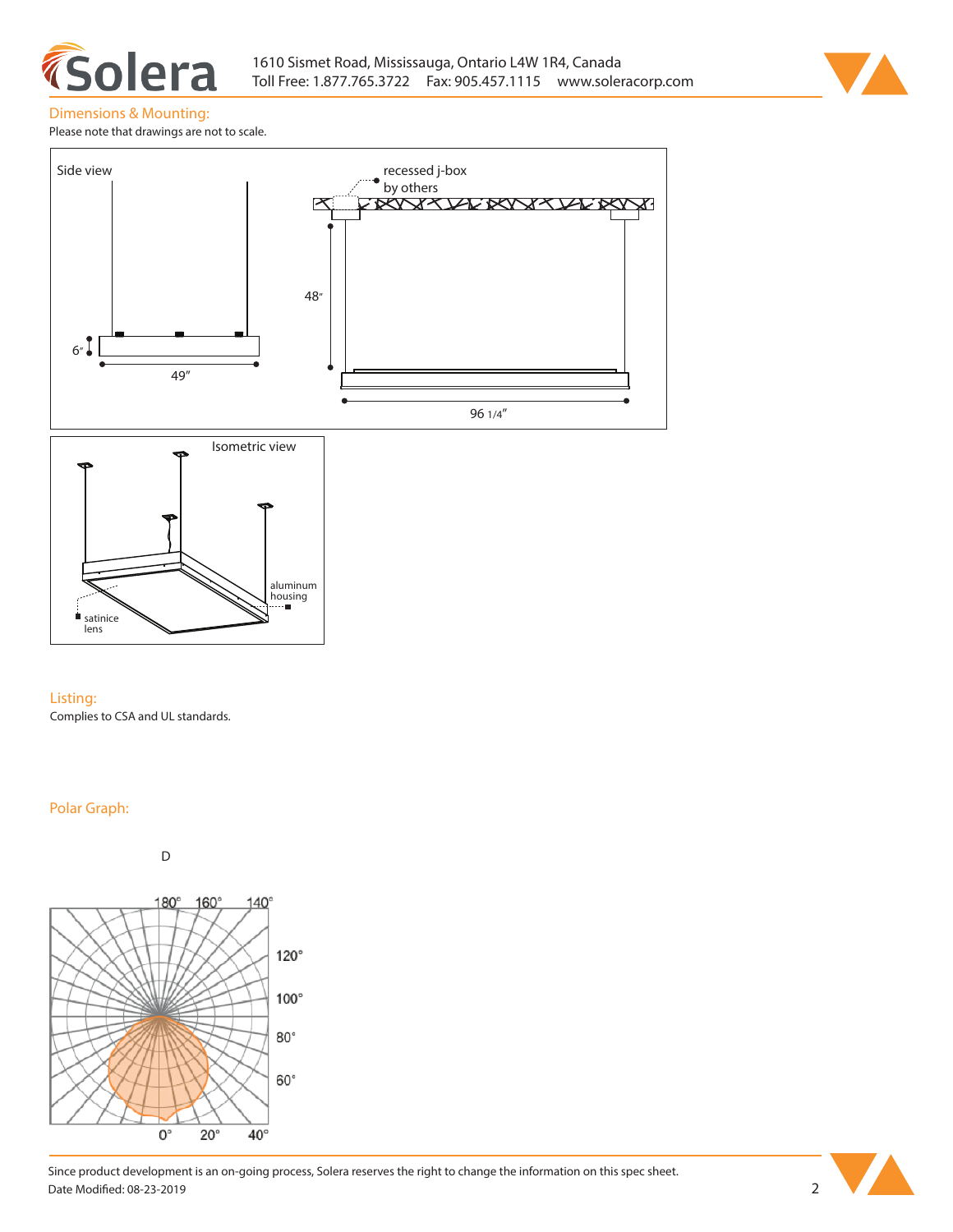## Dimensions & Mounting:

Please note that drawings are not to scale.

Side view

recessed j-box
by others

48″

6″

49″

96 1/4″

Isometric view

aluminum
housing

satinice
lens

## Listing:

Complies to CSA and UL standards.

## Polar Graph:

D

180° 160° 140°

120°

100°

80°

60°

0° 20° 40°

Since product development is an on-going process, Solera reserves the right to change the information on this spec sheet.
Date Modified: 08-23-2019